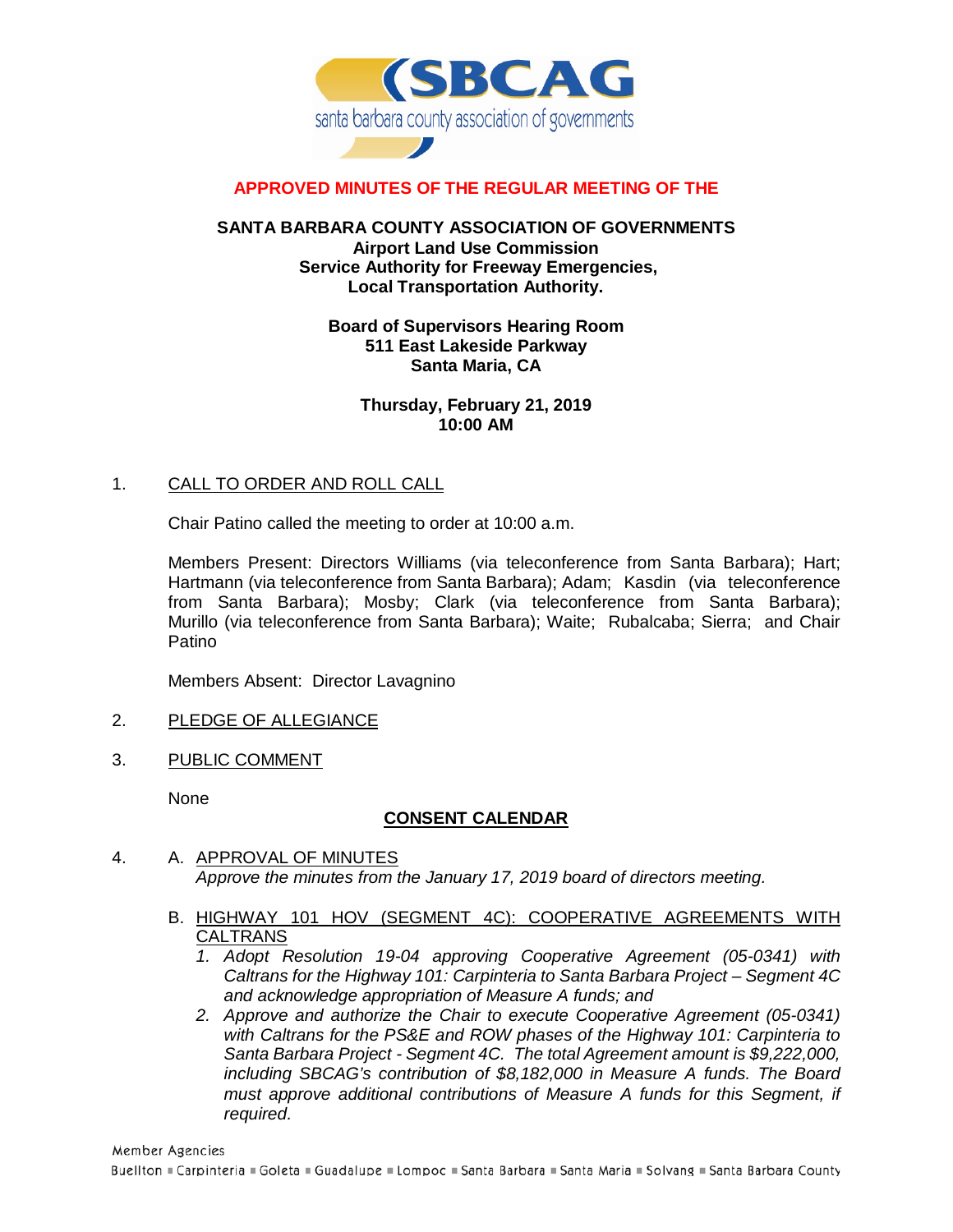# APPROVED MINUTES OF THE REGULAR MEETING OF THE

**SANTA BARBARA COUNTY ASSOCIATION OF GOVERNMENTS**
**Airport Land Use Commission**
**Service Authority for Freeway Emergencies,**
**Local Transportation Authority.**

**Board of Supervisors Hearing Room**
**511 East Lakeside Parkway**
**Santa Maria, CA**

**Thursday, February 21, 2019**
**10:00 AM**

1. CALL TO ORDER AND ROLL CALL

   Chair Patino called the meeting to order at 10:00 a.m.

   Members Present: Directors Williams (via teleconference from Santa Barbara); Hart; Hartmann (via teleconference from Santa Barbara); Adam; Kasdin (via teleconference from Santa Barbara); Mosby; Clark (via teleconference from Santa Barbara); Murillo (via teleconference from Santa Barbara); Waite; Rubalcaba; Sierra; and Chair Patino

   Members Absent: Director Lavagnino

2. PLEDGE OF ALLEGIANCE

3. PUBLIC COMMENT

   None

**CONSENT CALENDAR**

4. A. APPROVAL OF MINUTES
   *Approve the minutes from the January 17, 2019 board of directors meeting.*

   B. HIGHWAY 101 HOV (SEGMENT 4C): COOPERATIVE AGREEMENTS WITH CALTRANS
   1. *Adopt Resolution 19-04 approving Cooperative Agreement (05-0341) with Caltrans for the Highway 101: Carpinteria to Santa Barbara Project – Segment 4C and acknowledge appropriation of Measure A funds; and*
   2. *Approve and authorize the Chair to execute Cooperative Agreement (05-0341) with Caltrans for the PS&E and ROW phases of the Highway 101: Carpinteria to Santa Barbara Project - Segment 4C. The total Agreement amount is $9,222,000, including SBCAG's contribution of $8,182,000 in Measure A funds. The Board must approve additional contributions of Measure A funds for this Segment, if required.*

Member Agencies
Buellton ▪ Carpinteria ▪ Goleta ▪ Guadalupe ▪ Lompoc ▪ Santa Barbara ▪ Santa Maria ▪ Solvang ▪ Santa Barbara County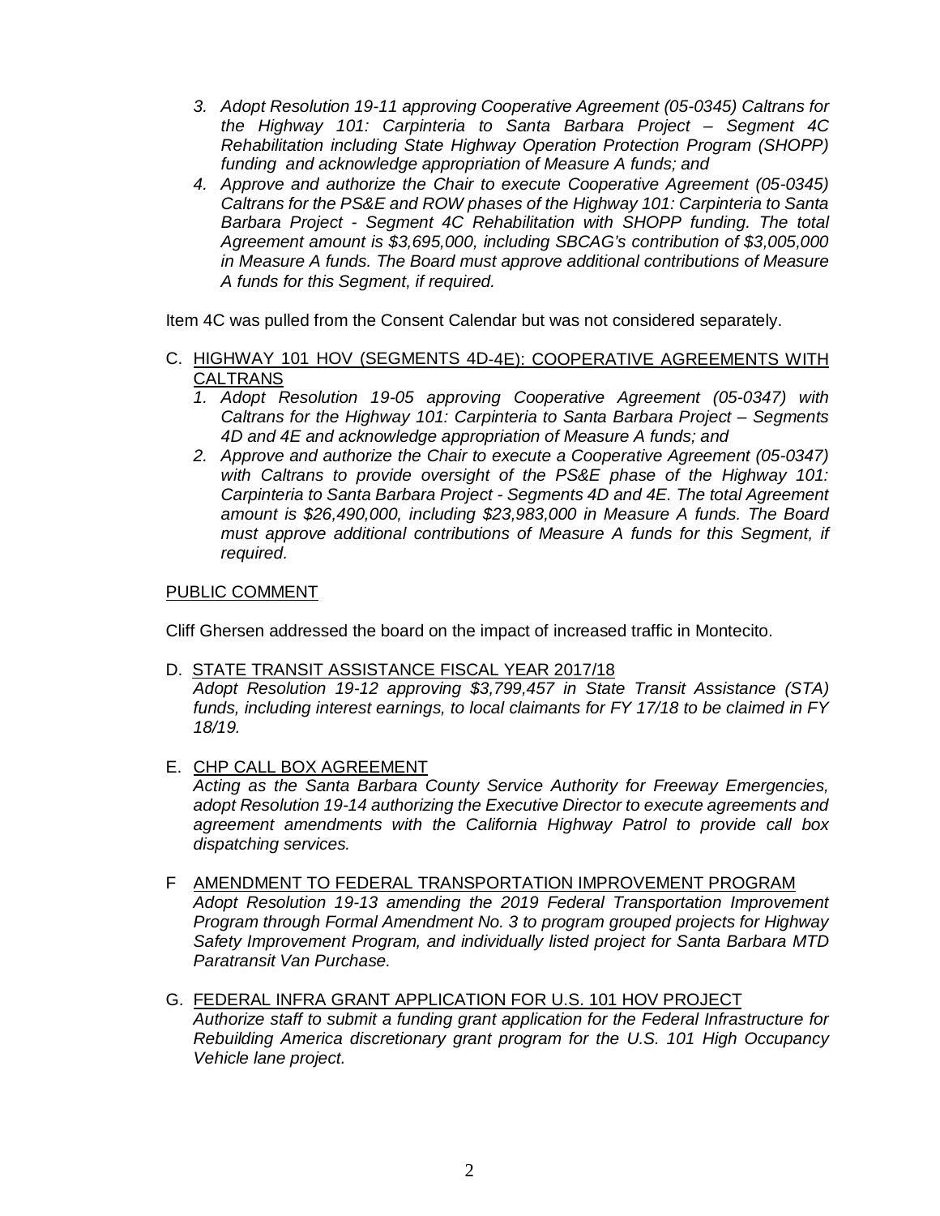3. *Adopt Resolution 19-11 approving Cooperative Agreement (05-0345) Caltrans for the Highway 101: Carpinteria to Santa Barbara Project – Segment 4C Rehabilitation including State Highway Operation Protection Program (SHOPP) funding and acknowledge appropriation of Measure A funds; and*
4. *Approve and authorize the Chair to execute Cooperative Agreement (05-0345) Caltrans for the PS&E and ROW phases of the Highway 101: Carpinteria to Santa Barbara Project - Segment 4C Rehabilitation with SHOPP funding. The total Agreement amount is $3,695,000, including SBCAG's contribution of $3,005,000 in Measure A funds. The Board must approve additional contributions of Measure A funds for this Segment, if required.*

Item 4C was pulled from the Consent Calendar but was not considered separately.

C. <u>HIGHWAY 101 HOV (SEGMENTS 4D-4E): COOPERATIVE AGREEMENTS WITH CALTRANS</u>
   1. *Adopt Resolution 19-05 approving Cooperative Agreement (05-0347) with Caltrans for the Highway 101: Carpinteria to Santa Barbara Project – Segments 4D and 4E and acknowledge appropriation of Measure A funds; and*
   2. *Approve and authorize the Chair to execute a Cooperative Agreement (05-0347) with Caltrans to provide oversight of the PS&E phase of the Highway 101: Carpinteria to Santa Barbara Project - Segments 4D and 4E. The total Agreement amount is $26,490,000, including $23,983,000 in Measure A funds. The Board must approve additional contributions of Measure A funds for this Segment, if required.*

<u>PUBLIC COMMENT</u>

Cliff Ghersen addressed the board on the impact of increased traffic in Montecito.

D. <u>STATE TRANSIT ASSISTANCE FISCAL YEAR 2017/18</u>
   *Adopt Resolution 19-12 approving $3,799,457 in State Transit Assistance (STA) funds, including interest earnings, to local claimants for FY 17/18 to be claimed in FY 18/19.*

E. <u>CHP CALL BOX AGREEMENT</u>
   *Acting as the Santa Barbara County Service Authority for Freeway Emergencies, adopt Resolution 19-14 authorizing the Executive Director to execute agreements and agreement amendments with the California Highway Patrol to provide call box dispatching services.*

F <u>AMENDMENT TO FEDERAL TRANSPORTATION IMPROVEMENT PROGRAM</u>
   *Adopt Resolution 19-13 amending the 2019 Federal Transportation Improvement Program through Formal Amendment No. 3 to program grouped projects for Highway Safety Improvement Program, and individually listed project for Santa Barbara MTD Paratransit Van Purchase.*

G. <u>FEDERAL INFRA GRANT APPLICATION FOR U.S. 101 HOV PROJECT</u>
   *Authorize staff to submit a funding grant application for the Federal Infrastructure for Rebuilding America discretionary grant program for the U.S. 101 High Occupancy Vehicle lane project.*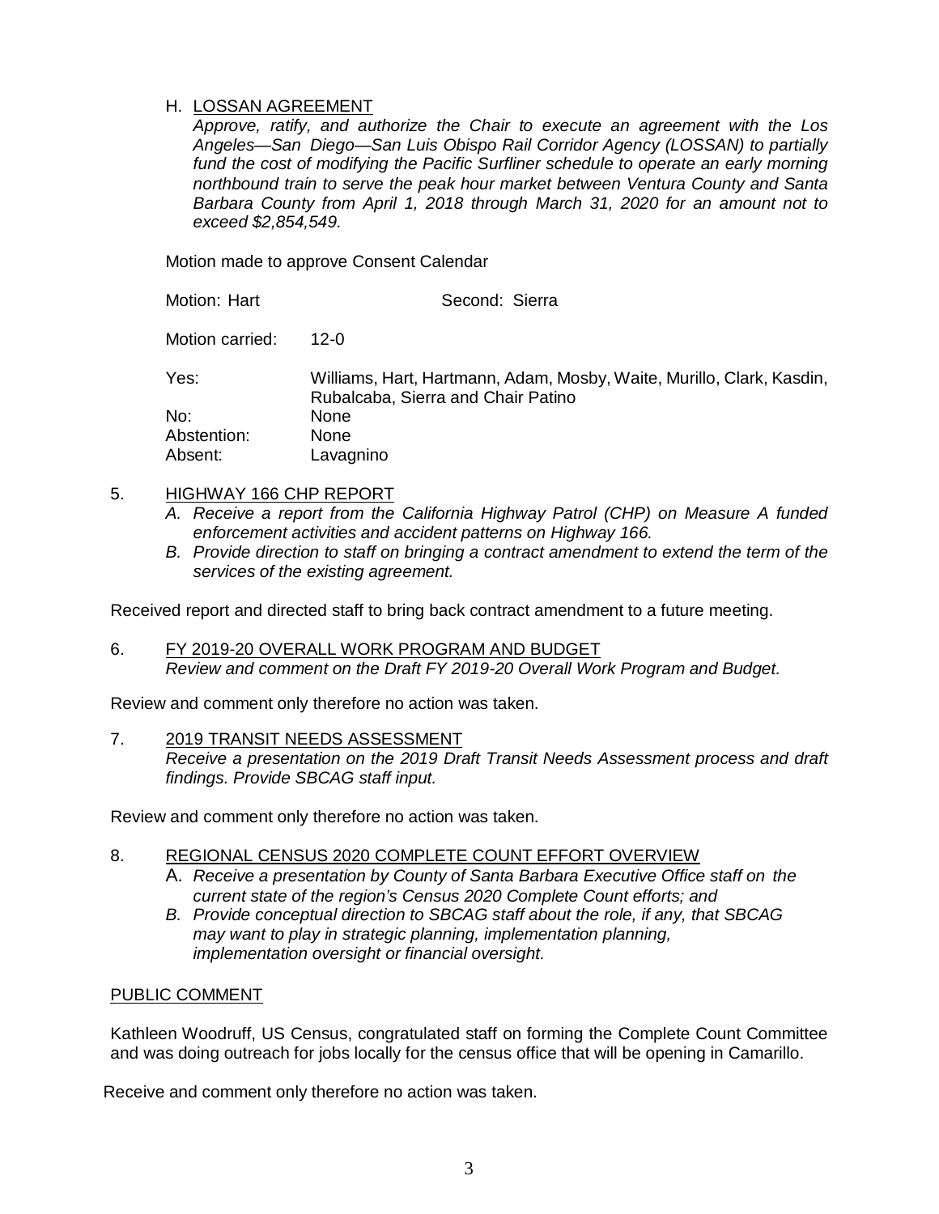H. <u>LOSSAN AGREEMENT</u>

*Approve, ratify, and authorize the Chair to execute an agreement with the Los Angeles—San Diego—San Luis Obispo Rail Corridor Agency (LOSSAN) to partially fund the cost of modifying the Pacific Surfliner schedule to operate an early morning northbound train to serve the peak hour market between Ventura County and Santa Barbara County from April 1, 2018 through March 31, 2020 for an amount not to exceed $2,854,549.*

Motion made to approve Consent Calendar

Motion: Hart Second: Sierra

Motion carried: 12-0

Yes: Williams, Hart, Hartmann, Adam, Mosby, Waite, Murillo, Clark, Kasdin, Rubalcaba, Sierra and Chair Patino
No: None
Abstention: None
Absent: Lavagnino

5. <u>HIGHWAY 166 CHP REPORT</u>
   - *A. Receive a report from the California Highway Patrol (CHP) on Measure A funded enforcement activities and accident patterns on Highway 166.*
   - *B. Provide direction to staff on bringing a contract amendment to extend the term of the services of the existing agreement.*

Received report and directed staff to bring back contract amendment to a future meeting.

6. <u>FY 2019-20 OVERALL WORK PROGRAM AND BUDGET</u>
   *Review and comment on the Draft FY 2019-20 Overall Work Program and Budget.*

Review and comment only therefore no action was taken.

7. <u>2019 TRANSIT NEEDS ASSESSMENT</u>
   *Receive a presentation on the 2019 Draft Transit Needs Assessment process and draft findings. Provide SBCAG staff input.*

Review and comment only therefore no action was taken.

8. <u>REGIONAL CENSUS 2020 COMPLETE COUNT EFFORT OVERVIEW</u>
   - A. *Receive a presentation by County of Santa Barbara Executive Office staff on the current state of the region's Census 2020 Complete Count efforts; and*
   - *B. Provide conceptual direction to SBCAG staff about the role, if any, that SBCAG may want to play in strategic planning, implementation planning, implementation oversight or financial oversight.*

<u>PUBLIC COMMENT</u>

Kathleen Woodruff, US Census, congratulated staff on forming the Complete Count Committee and was doing outreach for jobs locally for the census office that will be opening in Camarillo.

Receive and comment only therefore no action was taken.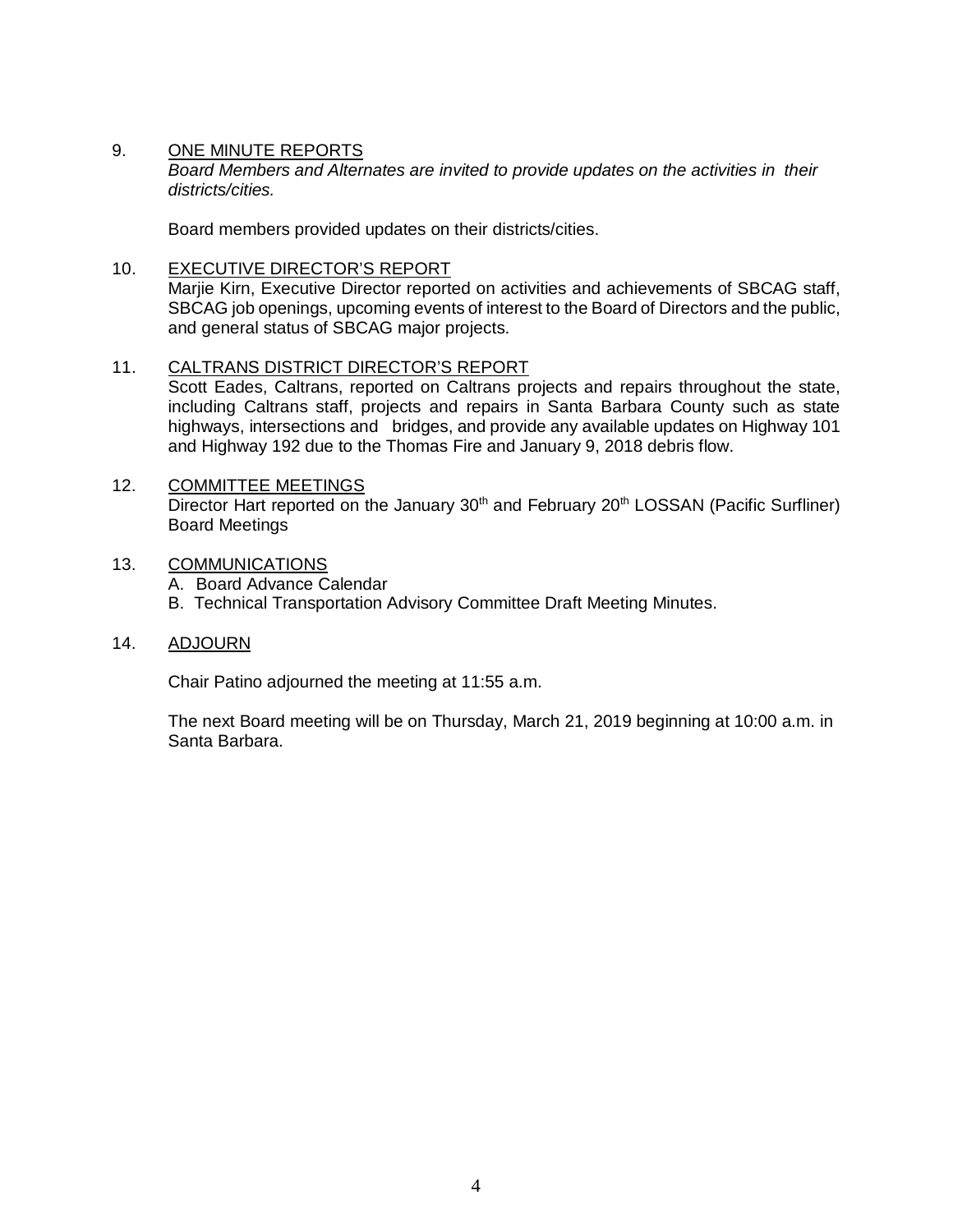9. ONE MINUTE REPORTS
   *Board Members and Alternates are invited to provide updates on the activities in their districts/cities.*

   Board members provided updates on their districts/cities.

10. EXECUTIVE DIRECTOR'S REPORT
    Marjie Kirn, Executive Director reported on activities and achievements of SBCAG staff, SBCAG job openings, upcoming events of interest to the Board of Directors and the public, and general status of SBCAG major projects.

11. CALTRANS DISTRICT DIRECTOR'S REPORT
    Scott Eades, Caltrans, reported on Caltrans projects and repairs throughout the state, including Caltrans staff, projects and repairs in Santa Barbara County such as state highways, intersections and bridges, and provide any available updates on Highway 101 and Highway 192 due to the Thomas Fire and January 9, 2018 debris flow.

12. COMMITTEE MEETINGS
    Director Hart reported on the January 30th and February 20th LOSSAN (Pacific Surfliner) Board Meetings

13. COMMUNICATIONS
    A. Board Advance Calendar
    B. Technical Transportation Advisory Committee Draft Meeting Minutes.

14. ADJOURN

    Chair Patino adjourned the meeting at 11:55 a.m.

    The next Board meeting will be on Thursday, March 21, 2019 beginning at 10:00 a.m. in Santa Barbara.